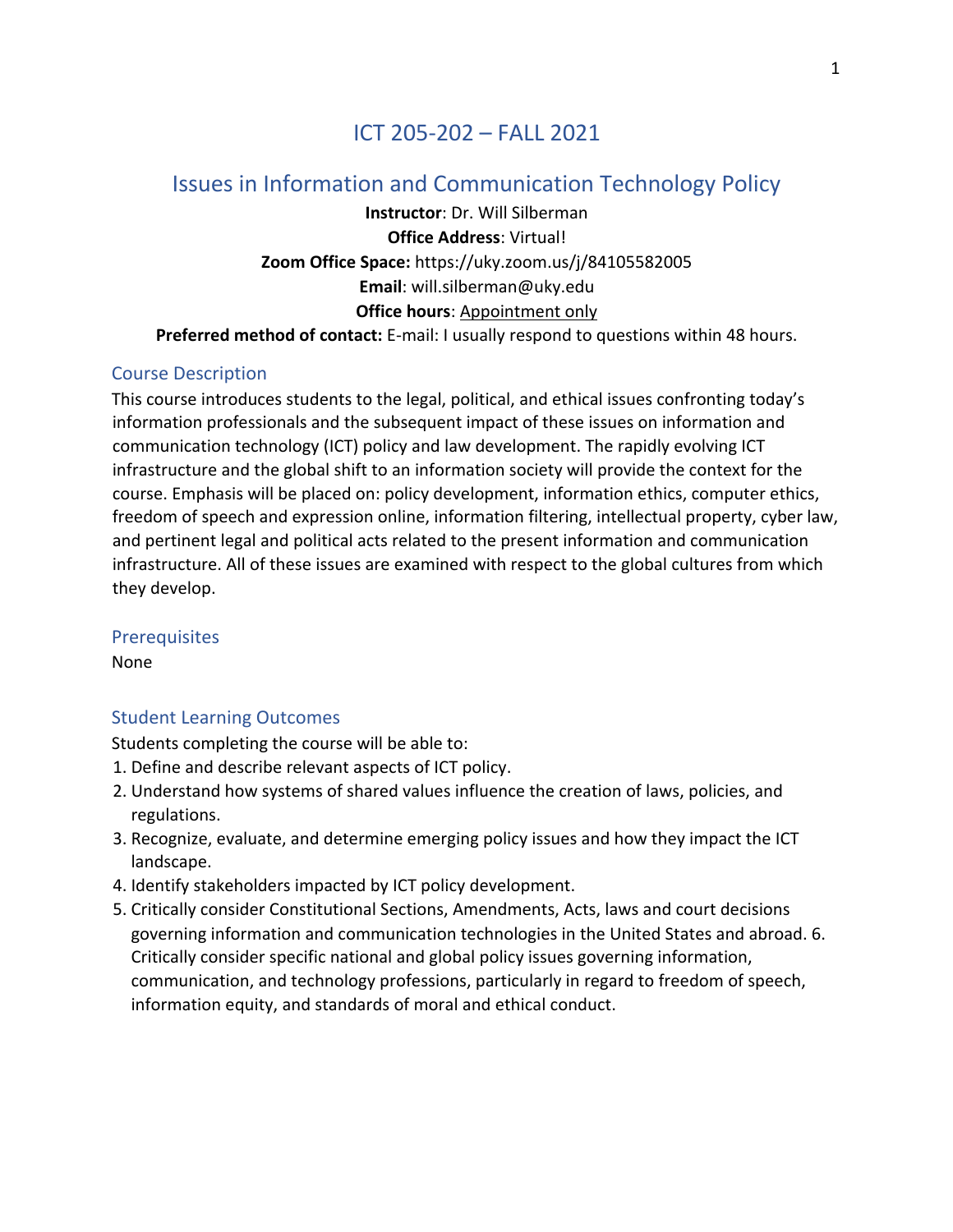# ICT 205-202 – FALL 2021

## Issues in Information and Communication Technology Policy

**Instructor**: Dr. Will Silberman
**Office Address**: Virtual!
**Zoom Office Space:** https://uky.zoom.us/j/84105582005
**Email**: will.silberman@uky.edu
**Office hours**: Appointment only
**Preferred method of contact:** E-mail: I usually respond to questions within 48 hours.

### Course Description

This course introduces students to the legal, political, and ethical issues confronting today's information professionals and the subsequent impact of these issues on information and communication technology (ICT) policy and law development. The rapidly evolving ICT infrastructure and the global shift to an information society will provide the context for the course. Emphasis will be placed on: policy development, information ethics, computer ethics, freedom of speech and expression online, information filtering, intellectual property, cyber law, and pertinent legal and political acts related to the present information and communication infrastructure. All of these issues are examined with respect to the global cultures from which they develop.

### Prerequisites

None

### Student Learning Outcomes

Students completing the course will be able to:

1. Define and describe relevant aspects of ICT policy.
2. Understand how systems of shared values influence the creation of laws, policies, and regulations.
3. Recognize, evaluate, and determine emerging policy issues and how they impact the ICT landscape.
4. Identify stakeholders impacted by ICT policy development.
5. Critically consider Constitutional Sections, Amendments, Acts, laws and court decisions governing information and communication technologies in the United States and abroad. 6. Critically consider specific national and global policy issues governing information, communication, and technology professions, particularly in regard to freedom of speech, information equity, and standards of moral and ethical conduct.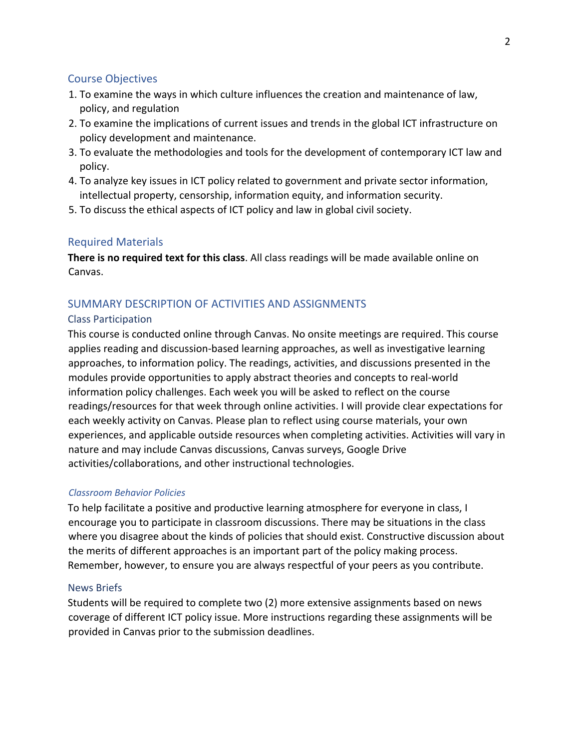## Course Objectives

1. To examine the ways in which culture influences the creation and maintenance of law, policy, and regulation
2. To examine the implications of current issues and trends in the global ICT infrastructure on policy development and maintenance.
3. To evaluate the methodologies and tools for the development of contemporary ICT law and policy.
4. To analyze key issues in ICT policy related to government and private sector information, intellectual property, censorship, information equity, and information security.
5. To discuss the ethical aspects of ICT policy and law in global civil society.

## Required Materials

**There is no required text for this class**. All class readings will be made available online on Canvas.

## SUMMARY DESCRIPTION OF ACTIVITIES AND ASSIGNMENTS

### Class Participation

This course is conducted online through Canvas. No onsite meetings are required. This course applies reading and discussion-based learning approaches, as well as investigative learning approaches, to information policy. The readings, activities, and discussions presented in the modules provide opportunities to apply abstract theories and concepts to real-world information policy challenges. Each week you will be asked to reflect on the course readings/resources for that week through online activities. I will provide clear expectations for each weekly activity on Canvas. Please plan to reflect using course materials, your own experiences, and applicable outside resources when completing activities. Activities will vary in nature and may include Canvas discussions, Canvas surveys, Google Drive activities/collaborations, and other instructional technologies.

#### *Classroom Behavior Policies*

To help facilitate a positive and productive learning atmosphere for everyone in class, I encourage you to participate in classroom discussions. There may be situations in the class where you disagree about the kinds of policies that should exist. Constructive discussion about the merits of different approaches is an important part of the policy making process. Remember, however, to ensure you are always respectful of your peers as you contribute.

### News Briefs

Students will be required to complete two (2) more extensive assignments based on news coverage of different ICT policy issue. More instructions regarding these assignments will be provided in Canvas prior to the submission deadlines.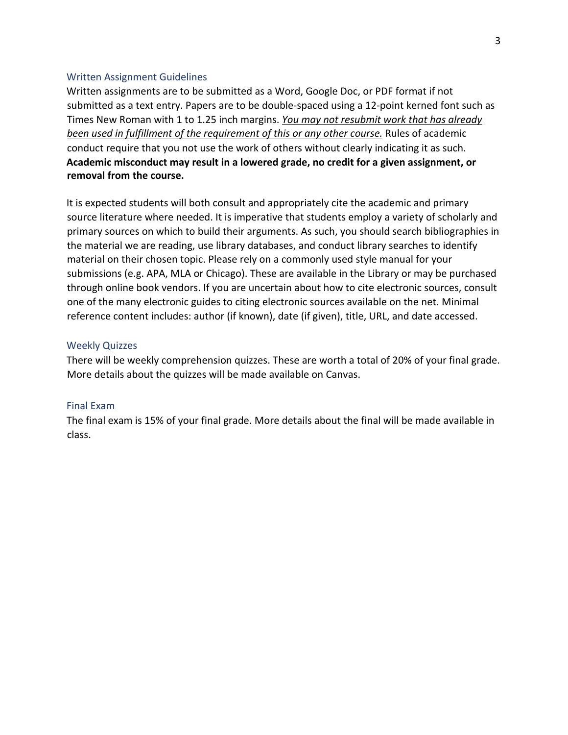## Written Assignment Guidelines

Written assignments are to be submitted as a Word, Google Doc, or PDF format if not submitted as a text entry. Papers are to be double-spaced using a 12-point kerned font such as Times New Roman with 1 to 1.25 inch margins. *<u>You may not resubmit work that has already been used in fulfillment of the requirement of this or any other course.</u>* Rules of academic conduct require that you not use the work of others without clearly indicating it as such. **Academic misconduct may result in a lowered grade, no credit for a given assignment, or removal from the course.**

It is expected students will both consult and appropriately cite the academic and primary source literature where needed. It is imperative that students employ a variety of scholarly and primary sources on which to build their arguments. As such, you should search bibliographies in the material we are reading, use library databases, and conduct library searches to identify material on their chosen topic. Please rely on a commonly used style manual for your submissions (e.g. APA, MLA or Chicago). These are available in the Library or may be purchased through online book vendors. If you are uncertain about how to cite electronic sources, consult one of the many electronic guides to citing electronic sources available on the net. Minimal reference content includes: author (if known), date (if given), title, URL, and date accessed.

## Weekly Quizzes

There will be weekly comprehension quizzes. These are worth a total of 20% of your final grade. More details about the quizzes will be made available on Canvas.

## Final Exam

The final exam is 15% of your final grade. More details about the final will be made available in class.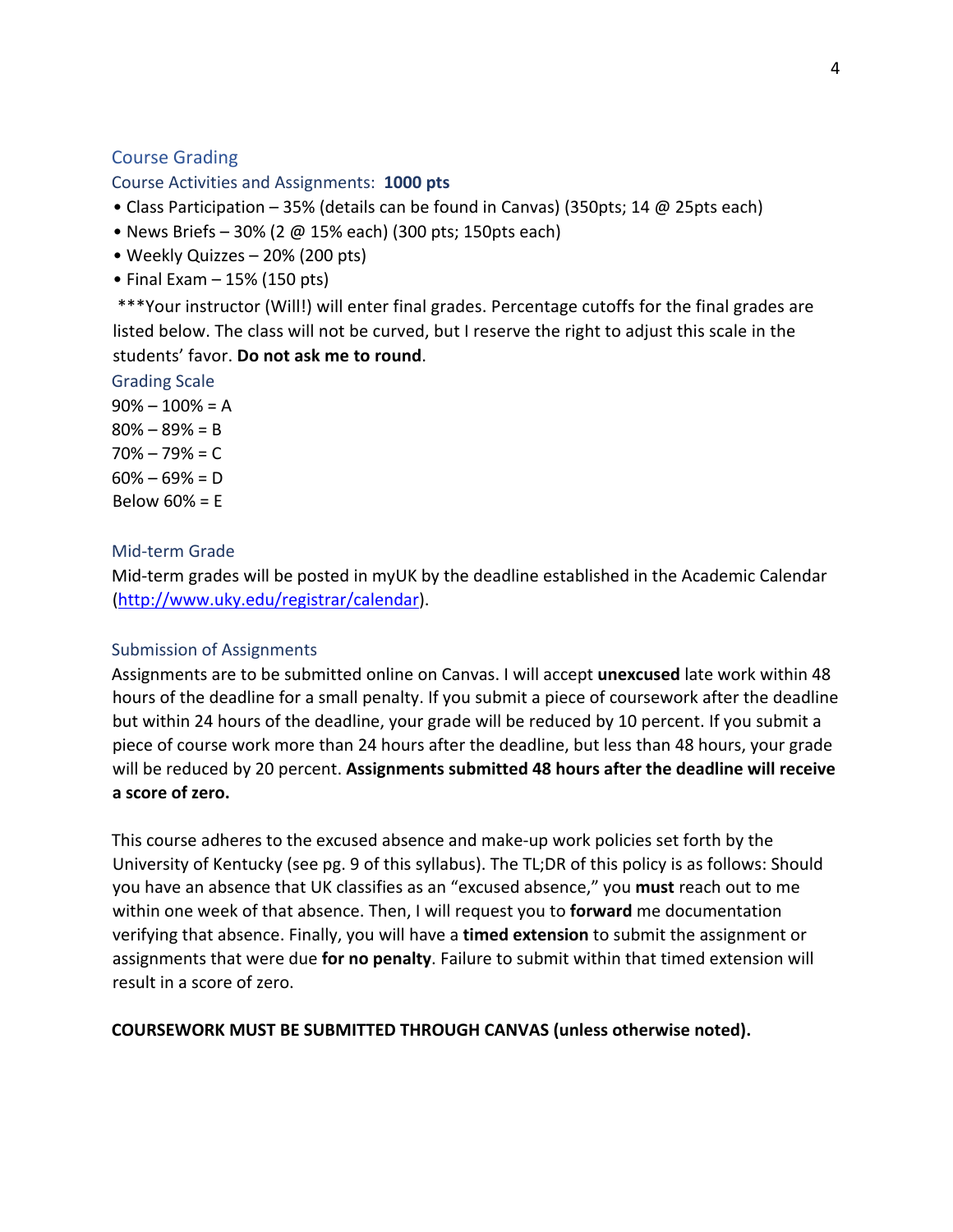## Course Grading

### Course Activities and Assignments: **1000 pts**

- Class Participation – 35% (details can be found in Canvas) (350pts; 14 @ 25pts each)
- News Briefs – 30% (2 @ 15% each) (300 pts; 150pts each)
- Weekly Quizzes – 20% (200 pts)
- Final Exam – 15% (150 pts)

***Your instructor (Will!) will enter final grades. Percentage cutoffs for the final grades are listed below. The class will not be curved, but I reserve the right to adjust this scale in the students' favor. **Do not ask me to round**.

### Grading Scale

90% – 100% = A
80% – 89% = B
70% – 79% = C
60% – 69% = D
Below 60% = E

### Mid-term Grade

Mid-term grades will be posted in myUK by the deadline established in the Academic Calendar (http://www.uky.edu/registrar/calendar).

### Submission of Assignments

Assignments are to be submitted online on Canvas. I will accept **unexcused** late work within 48 hours of the deadline for a small penalty. If you submit a piece of coursework after the deadline but within 24 hours of the deadline, your grade will be reduced by 10 percent. If you submit a piece of course work more than 24 hours after the deadline, but less than 48 hours, your grade will be reduced by 20 percent. **Assignments submitted 48 hours after the deadline will receive a score of zero.**

This course adheres to the excused absence and make-up work policies set forth by the University of Kentucky (see pg. 9 of this syllabus). The TL;DR of this policy is as follows: Should you have an absence that UK classifies as an "excused absence," you **must** reach out to me within one week of that absence. Then, I will request you to **forward** me documentation verifying that absence. Finally, you will have a **timed extension** to submit the assignment or assignments that were due **for no penalty**. Failure to submit within that timed extension will result in a score of zero.

**COURSEWORK MUST BE SUBMITTED THROUGH CANVAS (unless otherwise noted).**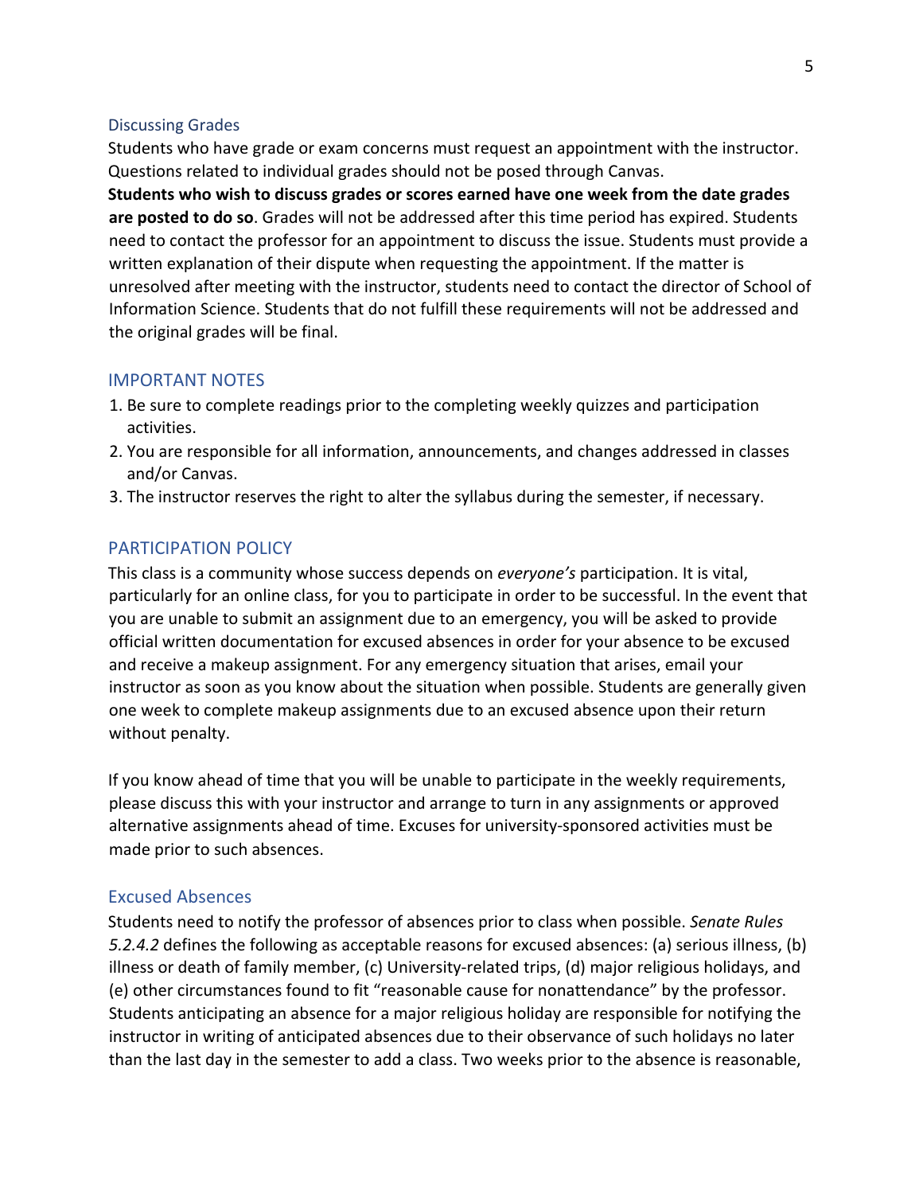### Discussing Grades

Students who have grade or exam concerns must request an appointment with the instructor. Questions related to individual grades should not be posed through Canvas.

**Students who wish to discuss grades or scores earned have one week from the date grades are posted to do so**. Grades will not be addressed after this time period has expired. Students need to contact the professor for an appointment to discuss the issue. Students must provide a written explanation of their dispute when requesting the appointment. If the matter is unresolved after meeting with the instructor, students need to contact the director of School of Information Science. Students that do not fulfill these requirements will not be addressed and the original grades will be final.

## IMPORTANT NOTES

1. Be sure to complete readings prior to the completing weekly quizzes and participation activities.
2. You are responsible for all information, announcements, and changes addressed in classes and/or Canvas.
3. The instructor reserves the right to alter the syllabus during the semester, if necessary.

## PARTICIPATION POLICY

This class is a community whose success depends on *everyone's* participation. It is vital, particularly for an online class, for you to participate in order to be successful. In the event that you are unable to submit an assignment due to an emergency, you will be asked to provide official written documentation for excused absences in order for your absence to be excused and receive a makeup assignment. For any emergency situation that arises, email your instructor as soon as you know about the situation when possible. Students are generally given one week to complete makeup assignments due to an excused absence upon their return without penalty.

If you know ahead of time that you will be unable to participate in the weekly requirements, please discuss this with your instructor and arrange to turn in any assignments or approved alternative assignments ahead of time. Excuses for university-sponsored activities must be made prior to such absences.

### Excused Absences

Students need to notify the professor of absences prior to class when possible. *Senate Rules 5.2.4.2* defines the following as acceptable reasons for excused absences: (a) serious illness, (b) illness or death of family member, (c) University-related trips, (d) major religious holidays, and (e) other circumstances found to fit "reasonable cause for nonattendance" by the professor. Students anticipating an absence for a major religious holiday are responsible for notifying the instructor in writing of anticipated absences due to their observance of such holidays no later than the last day in the semester to add a class. Two weeks prior to the absence is reasonable,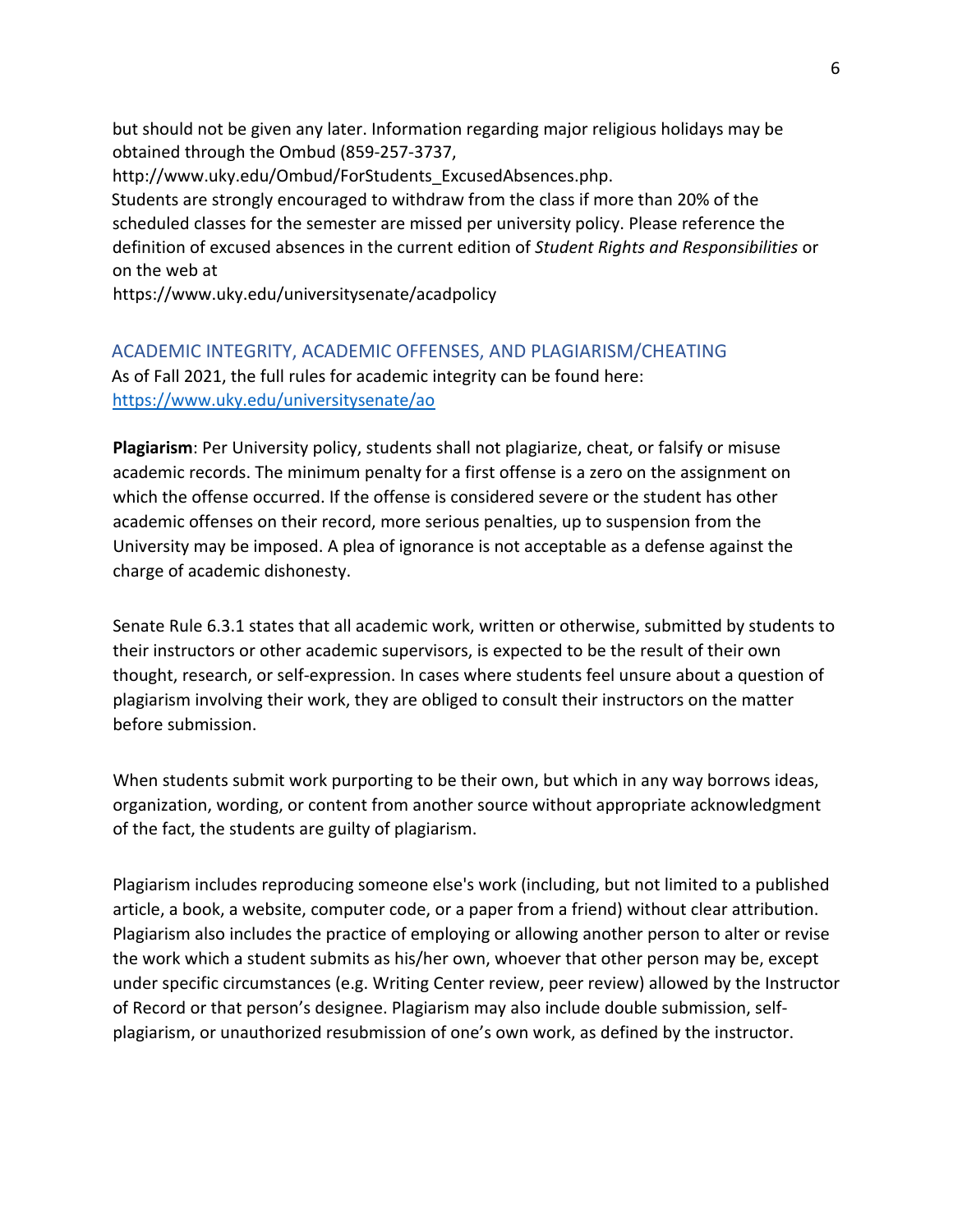but should not be given any later. Information regarding major religious holidays may be obtained through the Ombud (859-257-3737, http://www.uky.edu/Ombud/ForStudents_ExcusedAbsences.php.

Students are strongly encouraged to withdraw from the class if more than 20% of the scheduled classes for the semester are missed per university policy. Please reference the definition of excused absences in the current edition of *Student Rights and Responsibilities* or on the web at https://www.uky.edu/universitysenate/acadpolicy

## ACADEMIC INTEGRITY, ACADEMIC OFFENSES, AND PLAGIARISM/CHEATING

As of Fall 2021, the full rules for academic integrity can be found here: https://www.uky.edu/universitysenate/ao

**Plagiarism**: Per University policy, students shall not plagiarize, cheat, or falsify or misuse academic records. The minimum penalty for a first offense is a zero on the assignment on which the offense occurred. If the offense is considered severe or the student has other academic offenses on their record, more serious penalties, up to suspension from the University may be imposed. A plea of ignorance is not acceptable as a defense against the charge of academic dishonesty.

Senate Rule 6.3.1 states that all academic work, written or otherwise, submitted by students to their instructors or other academic supervisors, is expected to be the result of their own thought, research, or self-expression. In cases where students feel unsure about a question of plagiarism involving their work, they are obliged to consult their instructors on the matter before submission.

When students submit work purporting to be their own, but which in any way borrows ideas, organization, wording, or content from another source without appropriate acknowledgment of the fact, the students are guilty of plagiarism.

Plagiarism includes reproducing someone else's work (including, but not limited to a published article, a book, a website, computer code, or a paper from a friend) without clear attribution. Plagiarism also includes the practice of employing or allowing another person to alter or revise the work which a student submits as his/her own, whoever that other person may be, except under specific circumstances (e.g. Writing Center review, peer review) allowed by the Instructor of Record or that person's designee. Plagiarism may also include double submission, self-plagiarism, or unauthorized resubmission of one's own work, as defined by the instructor.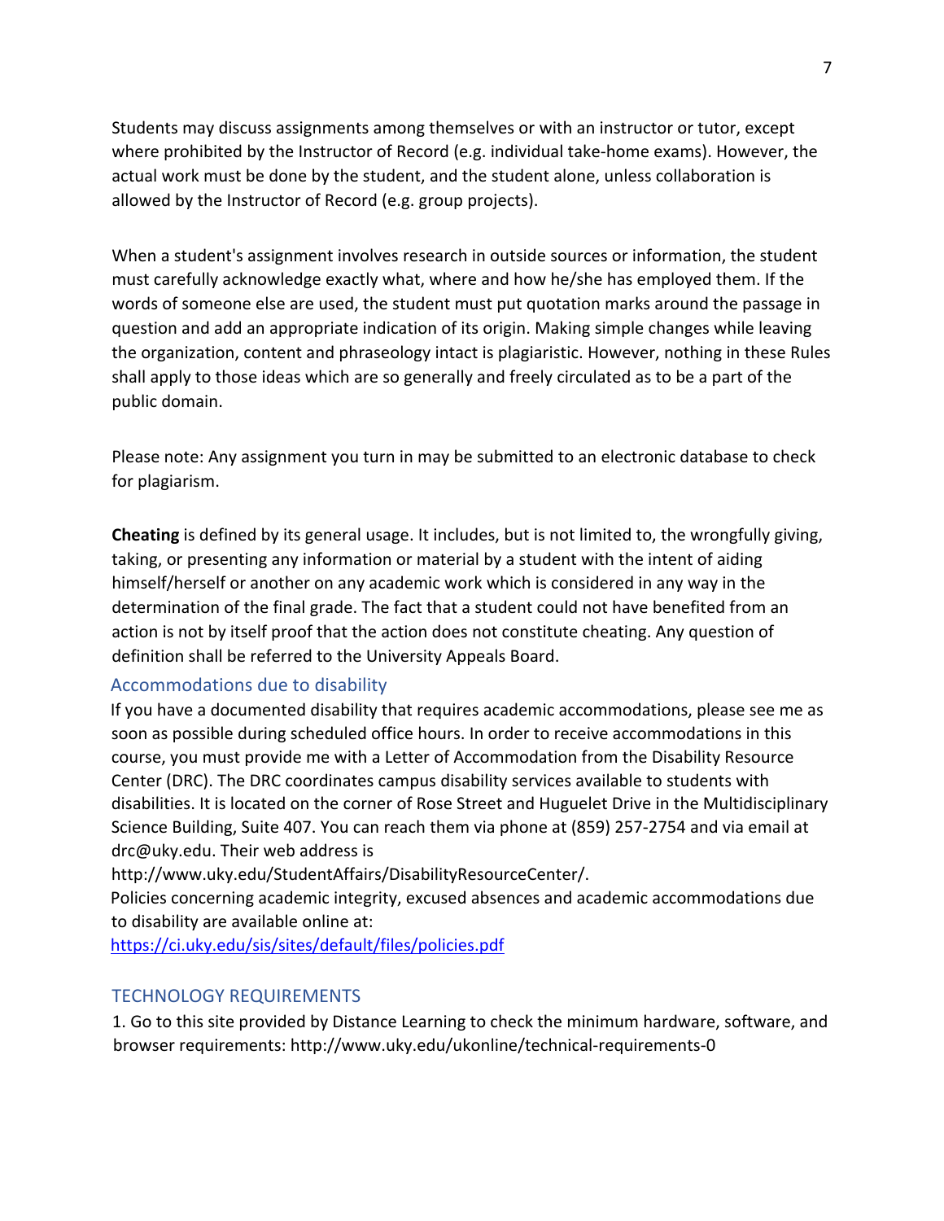Students may discuss assignments among themselves or with an instructor or tutor, except where prohibited by the Instructor of Record (e.g. individual take-home exams). However, the actual work must be done by the student, and the student alone, unless collaboration is allowed by the Instructor of Record (e.g. group projects).

When a student's assignment involves research in outside sources or information, the student must carefully acknowledge exactly what, where and how he/she has employed them. If the words of someone else are used, the student must put quotation marks around the passage in question and add an appropriate indication of its origin. Making simple changes while leaving the organization, content and phraseology intact is plagiaristic. However, nothing in these Rules shall apply to those ideas which are so generally and freely circulated as to be a part of the public domain.

Please note: Any assignment you turn in may be submitted to an electronic database to check for plagiarism.

**Cheating** is defined by its general usage. It includes, but is not limited to, the wrongfully giving, taking, or presenting any information or material by a student with the intent of aiding himself/herself or another on any academic work which is considered in any way in the determination of the final grade. The fact that a student could not have benefited from an action is not by itself proof that the action does not constitute cheating. Any question of definition shall be referred to the University Appeals Board.

## Accommodations due to disability

If you have a documented disability that requires academic accommodations, please see me as soon as possible during scheduled office hours. In order to receive accommodations in this course, you must provide me with a Letter of Accommodation from the Disability Resource Center (DRC). The DRC coordinates campus disability services available to students with disabilities. It is located on the corner of Rose Street and Huguelet Drive in the Multidisciplinary Science Building, Suite 407. You can reach them via phone at (859) 257-2754 and via email at drc@uky.edu. Their web address is http://www.uky.edu/StudentAffairs/DisabilityResourceCenter/.
Policies concerning academic integrity, excused absences and academic accommodations due to disability are available online at:
https://ci.uky.edu/sis/sites/default/files/policies.pdf

## TECHNOLOGY REQUIREMENTS

1. Go to this site provided by Distance Learning to check the minimum hardware, software, and browser requirements: http://www.uky.edu/ukonline/technical-requirements-0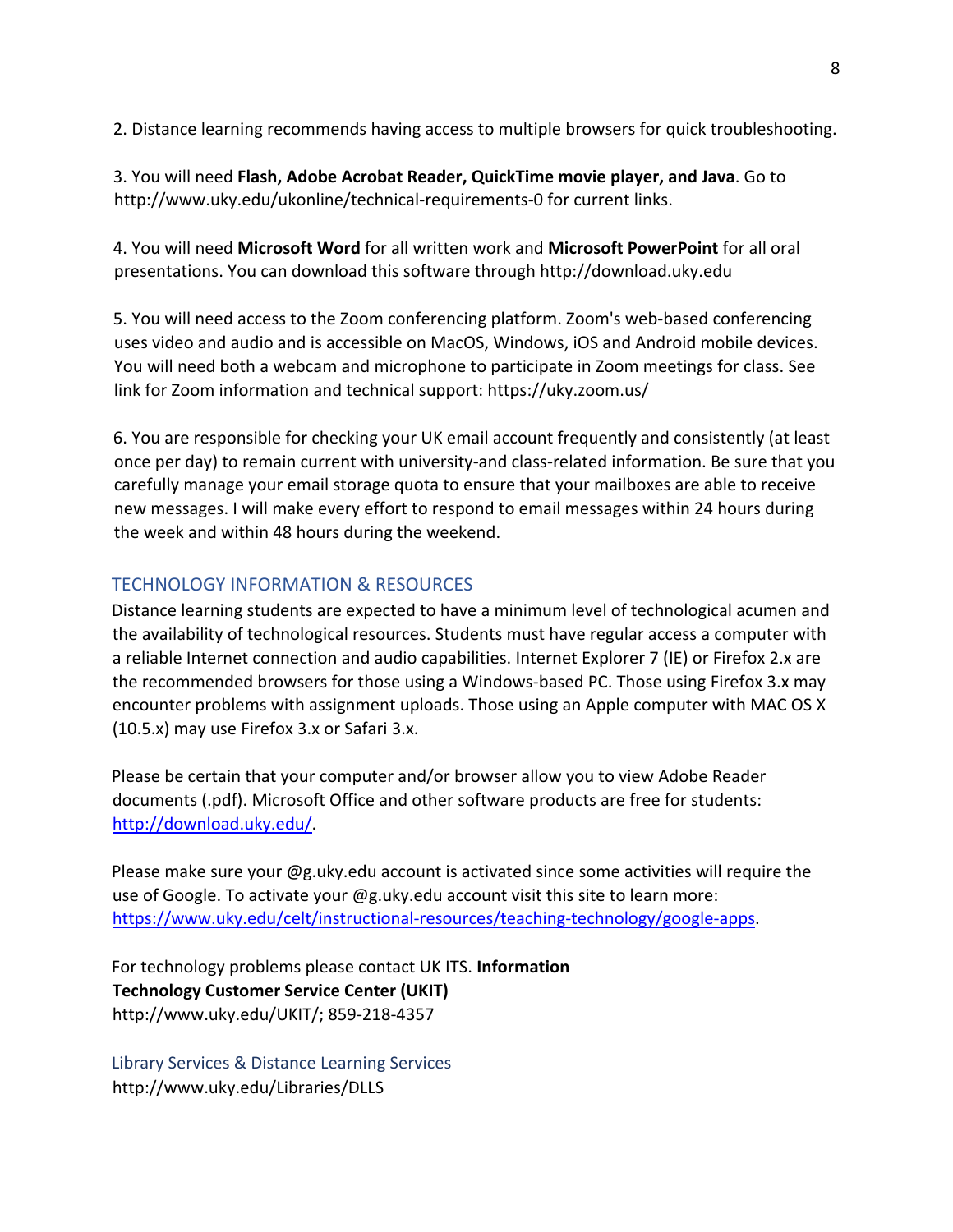2. Distance learning recommends having access to multiple browsers for quick troubleshooting.

3. You will need **Flash, Adobe Acrobat Reader, QuickTime movie player, and Java**. Go to http://www.uky.edu/ukonline/technical-requirements-0 for current links.

4. You will need **Microsoft Word** for all written work and **Microsoft PowerPoint** for all oral presentations. You can download this software through http://download.uky.edu

5. You will need access to the Zoom conferencing platform. Zoom's web-based conferencing uses video and audio and is accessible on MacOS, Windows, iOS and Android mobile devices. You will need both a webcam and microphone to participate in Zoom meetings for class. See link for Zoom information and technical support: https://uky.zoom.us/

6. You are responsible for checking your UK email account frequently and consistently (at least once per day) to remain current with university-and class-related information. Be sure that you carefully manage your email storage quota to ensure that your mailboxes are able to receive new messages. I will make every effort to respond to email messages within 24 hours during the week and within 48 hours during the weekend.

## TECHNOLOGY INFORMATION & RESOURCES

Distance learning students are expected to have a minimum level of technological acumen and the availability of technological resources. Students must have regular access a computer with a reliable Internet connection and audio capabilities. Internet Explorer 7 (IE) or Firefox 2.x are the recommended browsers for those using a Windows-based PC. Those using Firefox 3.x may encounter problems with assignment uploads. Those using an Apple computer with MAC OS X (10.5.x) may use Firefox 3.x or Safari 3.x.

Please be certain that your computer and/or browser allow you to view Adobe Reader documents (.pdf). Microsoft Office and other software products are free for students: [http://download.uky.edu/](http://download.uky.edu/).

Please make sure your @g.uky.edu account is activated since some activities will require the use of Google. To activate your @g.uky.edu account visit this site to learn more: [https://www.uky.edu/celt/instructional-resources/teaching-technology/google-apps](https://www.uky.edu/celt/instructional-resources/teaching-technology/google-apps).

For technology problems please contact UK ITS. **Information Technology Customer Service Center (UKIT)**
http://www.uky.edu/UKIT/; 859-218-4357

### Library Services & Distance Learning Services

http://www.uky.edu/Libraries/DLLS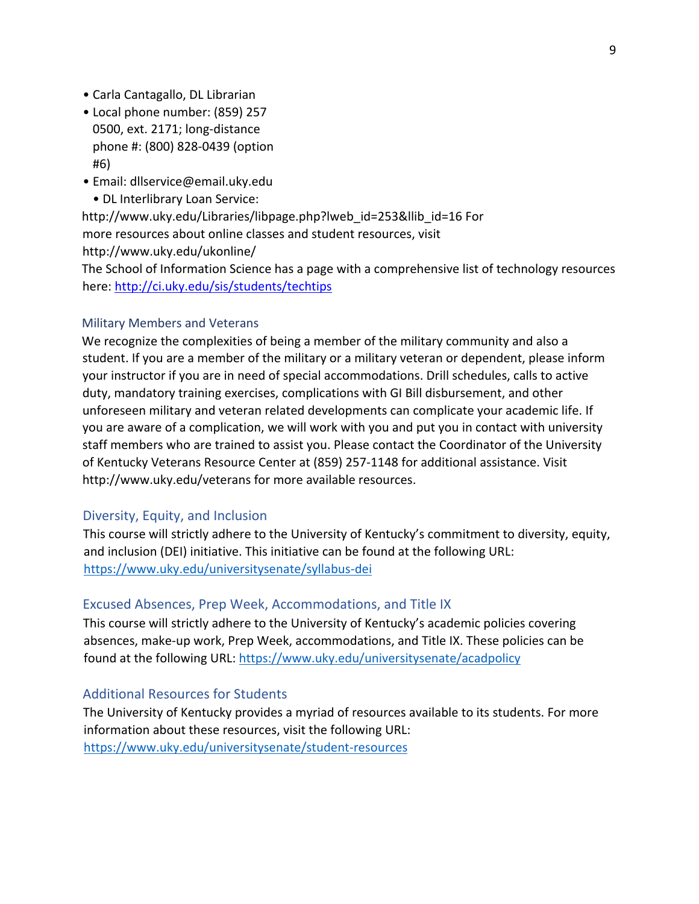- Carla Cantagallo, DL Librarian
- Local phone number: (859) 257 0500, ext. 2171; long-distance phone #: (800) 828-0439 (option #6)
- Email: dllservice@email.uky.edu
- DL Interlibrary Loan Service:

http://www.uky.edu/Libraries/libpage.php?lweb_id=253&llib_id=16 For more resources about online classes and student resources, visit http://www.uky.edu/ukonline/

The School of Information Science has a page with a comprehensive list of technology resources here: http://ci.uky.edu/sis/students/techtips

### Military Members and Veterans

We recognize the complexities of being a member of the military community and also a student. If you are a member of the military or a military veteran or dependent, please inform your instructor if you are in need of special accommodations. Drill schedules, calls to active duty, mandatory training exercises, complications with GI Bill disbursement, and other unforeseen military and veteran related developments can complicate your academic life. If you are aware of a complication, we will work with you and put you in contact with university staff members who are trained to assist you. Please contact the Coordinator of the University of Kentucky Veterans Resource Center at (859) 257-1148 for additional assistance. Visit http://www.uky.edu/veterans for more available resources.

### Diversity, Equity, and Inclusion

This course will strictly adhere to the University of Kentucky's commitment to diversity, equity, and inclusion (DEI) initiative. This initiative can be found at the following URL: https://www.uky.edu/universitysenate/syllabus-dei

### Excused Absences, Prep Week, Accommodations, and Title IX

This course will strictly adhere to the University of Kentucky's academic policies covering absences, make-up work, Prep Week, accommodations, and Title IX. These policies can be found at the following URL: https://www.uky.edu/universitysenate/acadpolicy

### Additional Resources for Students

The University of Kentucky provides a myriad of resources available to its students. For more information about these resources, visit the following URL: https://www.uky.edu/universitysenate/student-resources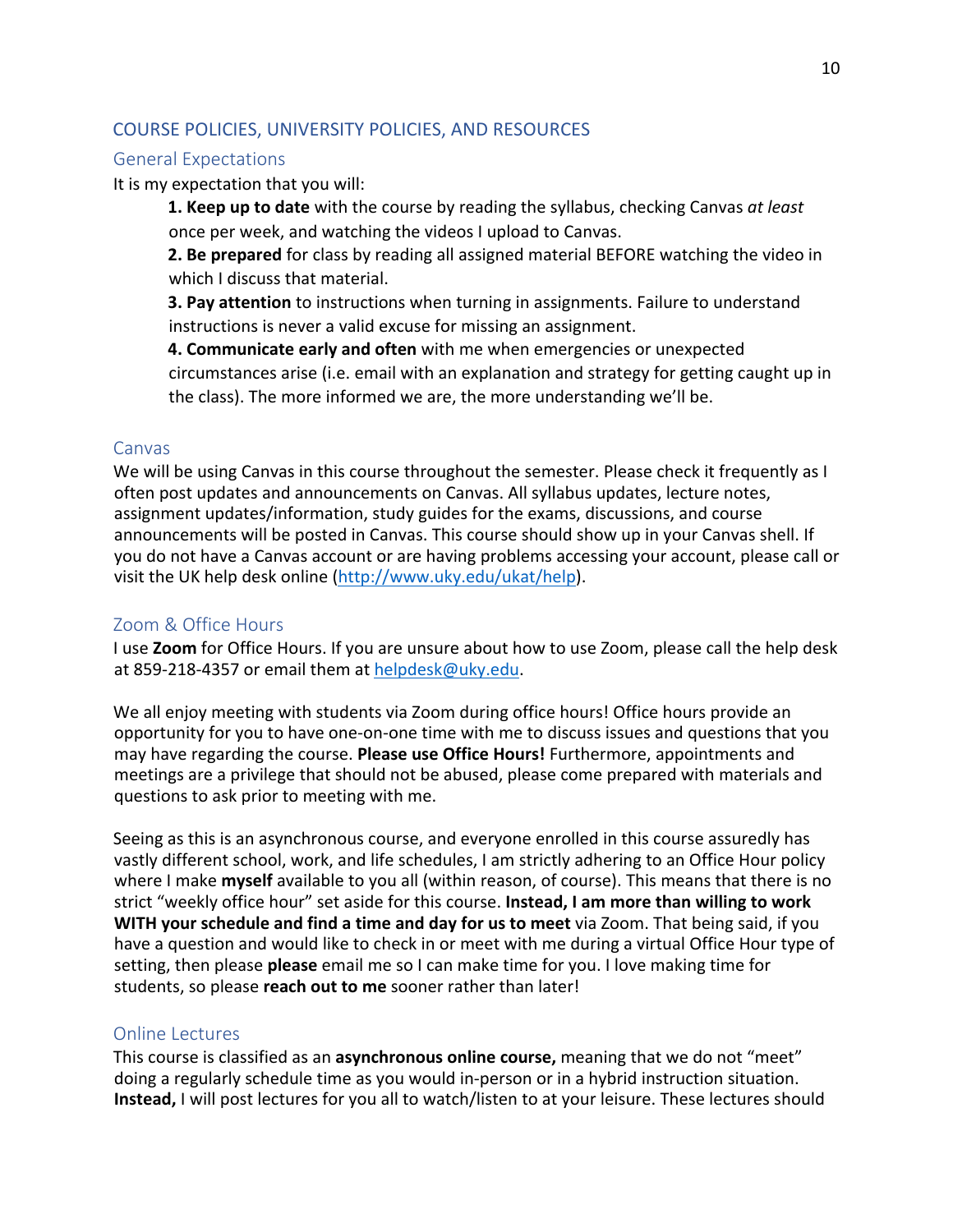## COURSE POLICIES, UNIVERSITY POLICIES, AND RESOURCES

### General Expectations

It is my expectation that you will:

**1. Keep up to date** with the course by reading the syllabus, checking Canvas *at least* once per week, and watching the videos I upload to Canvas.

**2. Be prepared** for class by reading all assigned material BEFORE watching the video in which I discuss that material.

**3. Pay attention** to instructions when turning in assignments. Failure to understand instructions is never a valid excuse for missing an assignment.

**4. Communicate early and often** with me when emergencies or unexpected circumstances arise (i.e. email with an explanation and strategy for getting caught up in the class). The more informed we are, the more understanding we'll be.

### Canvas

We will be using Canvas in this course throughout the semester. Please check it frequently as I often post updates and announcements on Canvas. All syllabus updates, lecture notes, assignment updates/information, study guides for the exams, discussions, and course announcements will be posted in Canvas. This course should show up in your Canvas shell. If you do not have a Canvas account or are having problems accessing your account, please call or visit the UK help desk online (http://www.uky.edu/ukat/help).

### Zoom & Office Hours

I use **Zoom** for Office Hours. If you are unsure about how to use Zoom, please call the help desk at 859-218-4357 or email them at helpdesk@uky.edu.

We all enjoy meeting with students via Zoom during office hours! Office hours provide an opportunity for you to have one-on-one time with me to discuss issues and questions that you may have regarding the course. **Please use Office Hours!** Furthermore, appointments and meetings are a privilege that should not be abused, please come prepared with materials and questions to ask prior to meeting with me.

Seeing as this is an asynchronous course, and everyone enrolled in this course assuredly has vastly different school, work, and life schedules, I am strictly adhering to an Office Hour policy where I make **myself** available to you all (within reason, of course). This means that there is no strict "weekly office hour" set aside for this course. **Instead, I am more than willing to work WITH your schedule and find a time and day for us to meet** via Zoom. That being said, if you have a question and would like to check in or meet with me during a virtual Office Hour type of setting, then please **please** email me so I can make time for you. I love making time for students, so please **reach out to me** sooner rather than later!

### Online Lectures

This course is classified as an **asynchronous online course,** meaning that we do not "meet" doing a regularly schedule time as you would in-person or in a hybrid instruction situation. **Instead,** I will post lectures for you all to watch/listen to at your leisure. These lectures should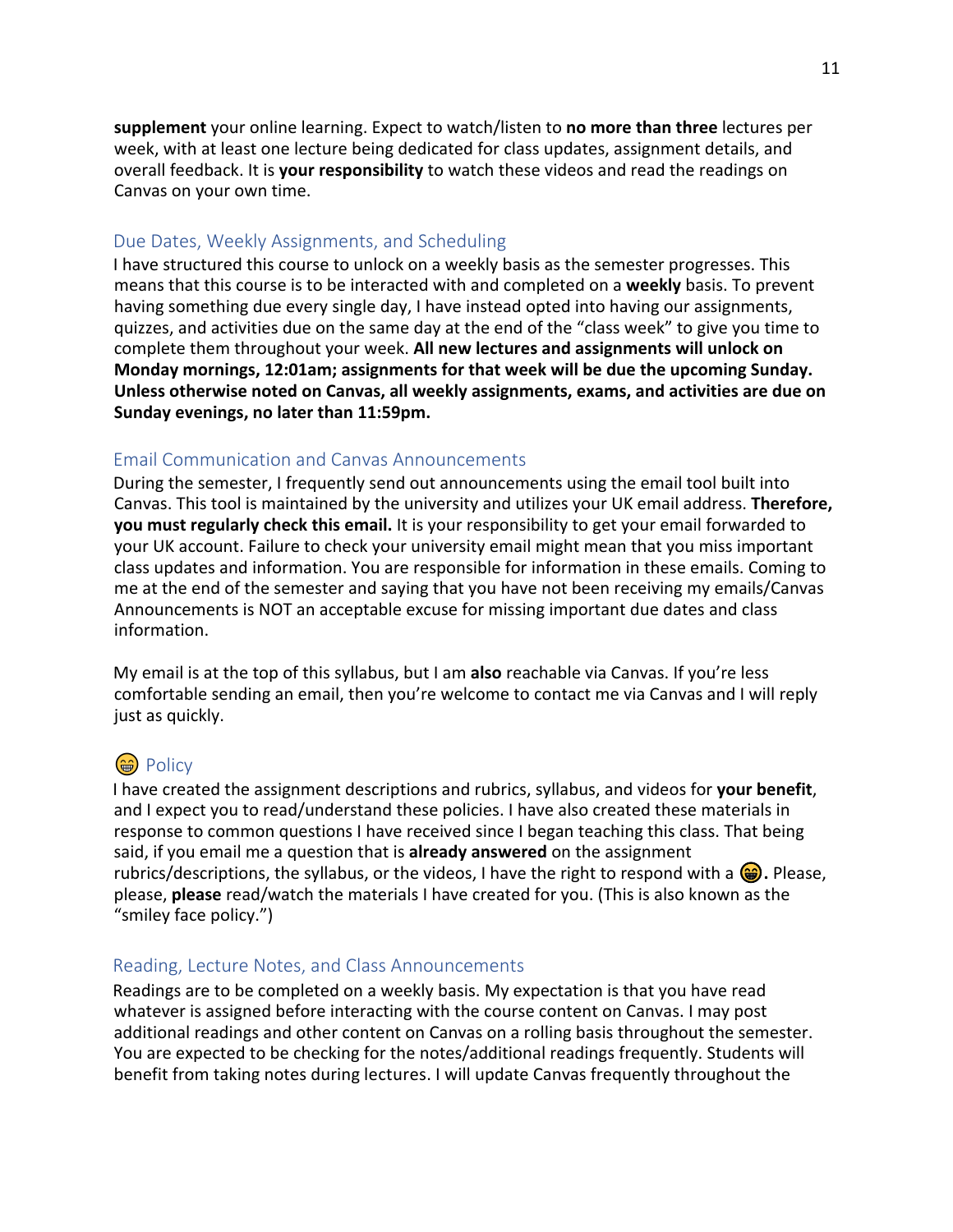**supplement** your online learning. Expect to watch/listen to **no more than three** lectures per week, with at least one lecture being dedicated for class updates, assignment details, and overall feedback. It is **your responsibility** to watch these videos and read the readings on Canvas on your own time.

## Due Dates, Weekly Assignments, and Scheduling

I have structured this course to unlock on a weekly basis as the semester progresses. This means that this course is to be interacted with and completed on a **weekly** basis. To prevent having something due every single day, I have instead opted into having our assignments, quizzes, and activities due on the same day at the end of the "class week" to give you time to complete them throughout your week. **All new lectures and assignments will unlock on Monday mornings, 12:01am; assignments for that week will be due the upcoming Sunday. Unless otherwise noted on Canvas, all weekly assignments, exams, and activities are due on Sunday evenings, no later than 11:59pm.**

## Email Communication and Canvas Announcements

During the semester, I frequently send out announcements using the email tool built into Canvas. This tool is maintained by the university and utilizes your UK email address. **Therefore, you must regularly check this email.** It is your responsibility to get your email forwarded to your UK account. Failure to check your university email might mean that you miss important class updates and information. You are responsible for information in these emails. Coming to me at the end of the semester and saying that you have not been receiving my emails/Canvas Announcements is NOT an acceptable excuse for missing important due dates and class information.

My email is at the top of this syllabus, but I am **also** reachable via Canvas. If you're less comfortable sending an email, then you're welcome to contact me via Canvas and I will reply just as quickly.

## 😁 Policy

I have created the assignment descriptions and rubrics, syllabus, and videos for **your benefit**, and I expect you to read/understand these policies. I have also created these materials in response to common questions I have received since I began teaching this class. That being said, if you email me a question that is **already answered** on the assignment rubrics/descriptions, the syllabus, or the videos, I have the right to respond with a 😁**.** Please, please, **please** read/watch the materials I have created for you. (This is also known as the "smiley face policy.")

## Reading, Lecture Notes, and Class Announcements

Readings are to be completed on a weekly basis. My expectation is that you have read whatever is assigned before interacting with the course content on Canvas. I may post additional readings and other content on Canvas on a rolling basis throughout the semester. You are expected to be checking for the notes/additional readings frequently. Students will benefit from taking notes during lectures. I will update Canvas frequently throughout the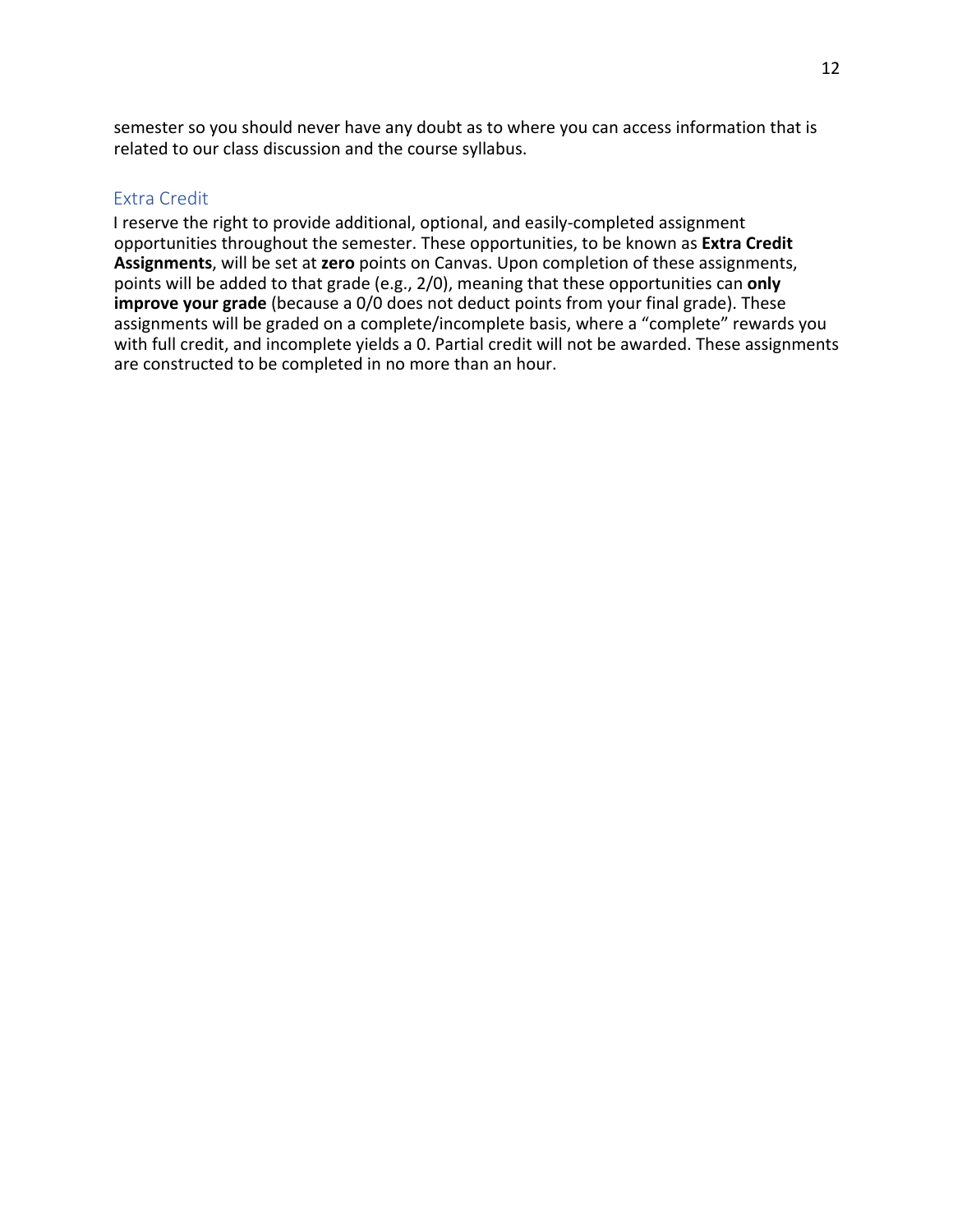semester so you should never have any doubt as to where you can access information that is related to our class discussion and the course syllabus.

## Extra Credit

I reserve the right to provide additional, optional, and easily-completed assignment opportunities throughout the semester. These opportunities, to be known as **Extra Credit Assignments**, will be set at **zero** points on Canvas. Upon completion of these assignments, points will be added to that grade (e.g., 2/0), meaning that these opportunities can **only improve your grade** (because a 0/0 does not deduct points from your final grade). These assignments will be graded on a complete/incomplete basis, where a "complete" rewards you with full credit, and incomplete yields a 0. Partial credit will not be awarded. These assignments are constructed to be completed in no more than an hour.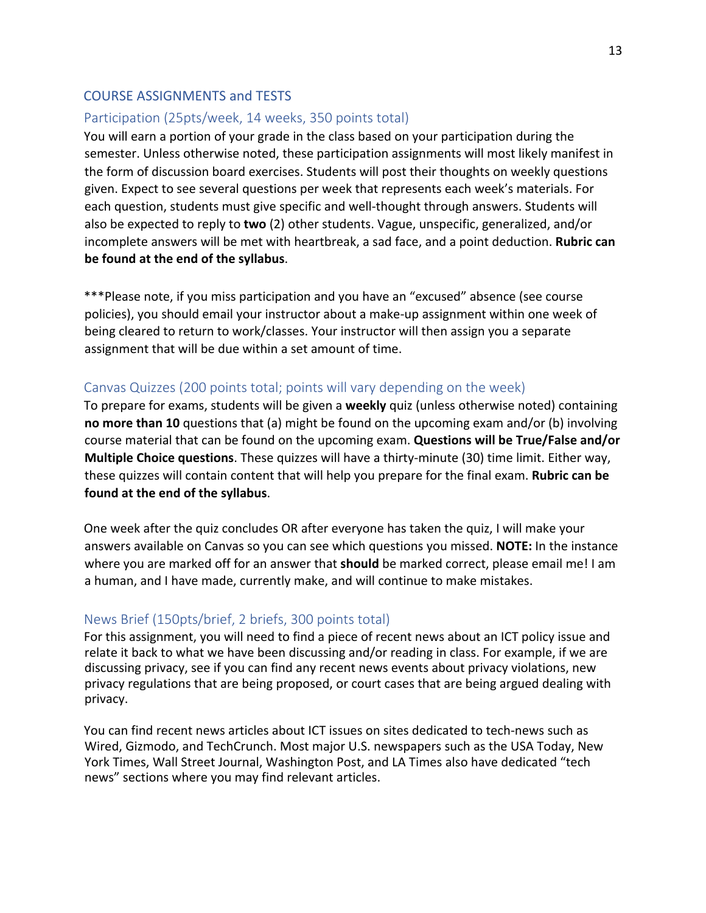## COURSE ASSIGNMENTS and TESTS

### Participation (25pts/week, 14 weeks, 350 points total)

You will earn a portion of your grade in the class based on your participation during the semester. Unless otherwise noted, these participation assignments will most likely manifest in the form of discussion board exercises. Students will post their thoughts on weekly questions given. Expect to see several questions per week that represents each week's materials. For each question, students must give specific and well-thought through answers. Students will also be expected to reply to **two** (2) other students. Vague, unspecific, generalized, and/or incomplete answers will be met with heartbreak, a sad face, and a point deduction. **Rubric can be found at the end of the syllabus**.

***Please note, if you miss participation and you have an "excused" absence (see course policies), you should email your instructor about a make-up assignment within one week of being cleared to return to work/classes. Your instructor will then assign you a separate assignment that will be due within a set amount of time.

### Canvas Quizzes (200 points total; points will vary depending on the week)

To prepare for exams, students will be given a **weekly** quiz (unless otherwise noted) containing **no more than 10** questions that (a) might be found on the upcoming exam and/or (b) involving course material that can be found on the upcoming exam. **Questions will be True/False and/or Multiple Choice questions**. These quizzes will have a thirty-minute (30) time limit. Either way, these quizzes will contain content that will help you prepare for the final exam. **Rubric can be found at the end of the syllabus**.

One week after the quiz concludes OR after everyone has taken the quiz, I will make your answers available on Canvas so you can see which questions you missed. **NOTE:** In the instance where you are marked off for an answer that **should** be marked correct, please email me! I am a human, and I have made, currently make, and will continue to make mistakes.

### News Brief (150pts/brief, 2 briefs, 300 points total)

For this assignment, you will need to find a piece of recent news about an ICT policy issue and relate it back to what we have been discussing and/or reading in class. For example, if we are discussing privacy, see if you can find any recent news events about privacy violations, new privacy regulations that are being proposed, or court cases that are being argued dealing with privacy.

You can find recent news articles about ICT issues on sites dedicated to tech-news such as Wired, Gizmodo, and TechCrunch. Most major U.S. newspapers such as the USA Today, New York Times, Wall Street Journal, Washington Post, and LA Times also have dedicated "tech news" sections where you may find relevant articles.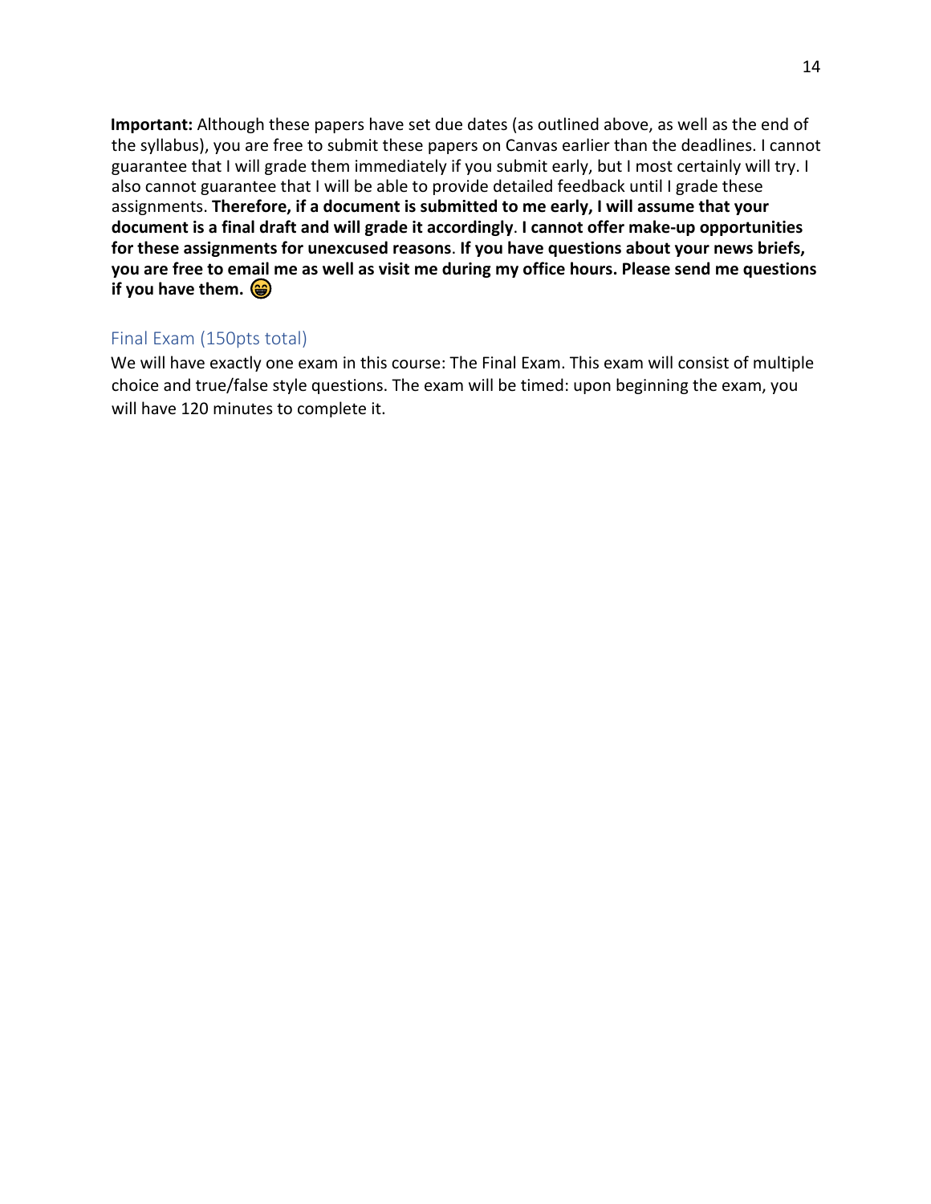**Important:** Although these papers have set due dates (as outlined above, as well as the end of the syllabus), you are free to submit these papers on Canvas earlier than the deadlines. I cannot guarantee that I will grade them immediately if you submit early, but I most certainly will try. I also cannot guarantee that I will be able to provide detailed feedback until I grade these assignments. **Therefore, if a document is submitted to me early, I will assume that your document is a final draft and will grade it accordingly**. **I cannot offer make-up opportunities for these assignments for unexcused reasons**. **If you have questions about your news briefs, you are free to email me as well as visit me during my office hours. Please send me questions if you have them.** 😁

## Final Exam (150pts total)

We will have exactly one exam in this course: The Final Exam. This exam will consist of multiple choice and true/false style questions. The exam will be timed: upon beginning the exam, you will have 120 minutes to complete it.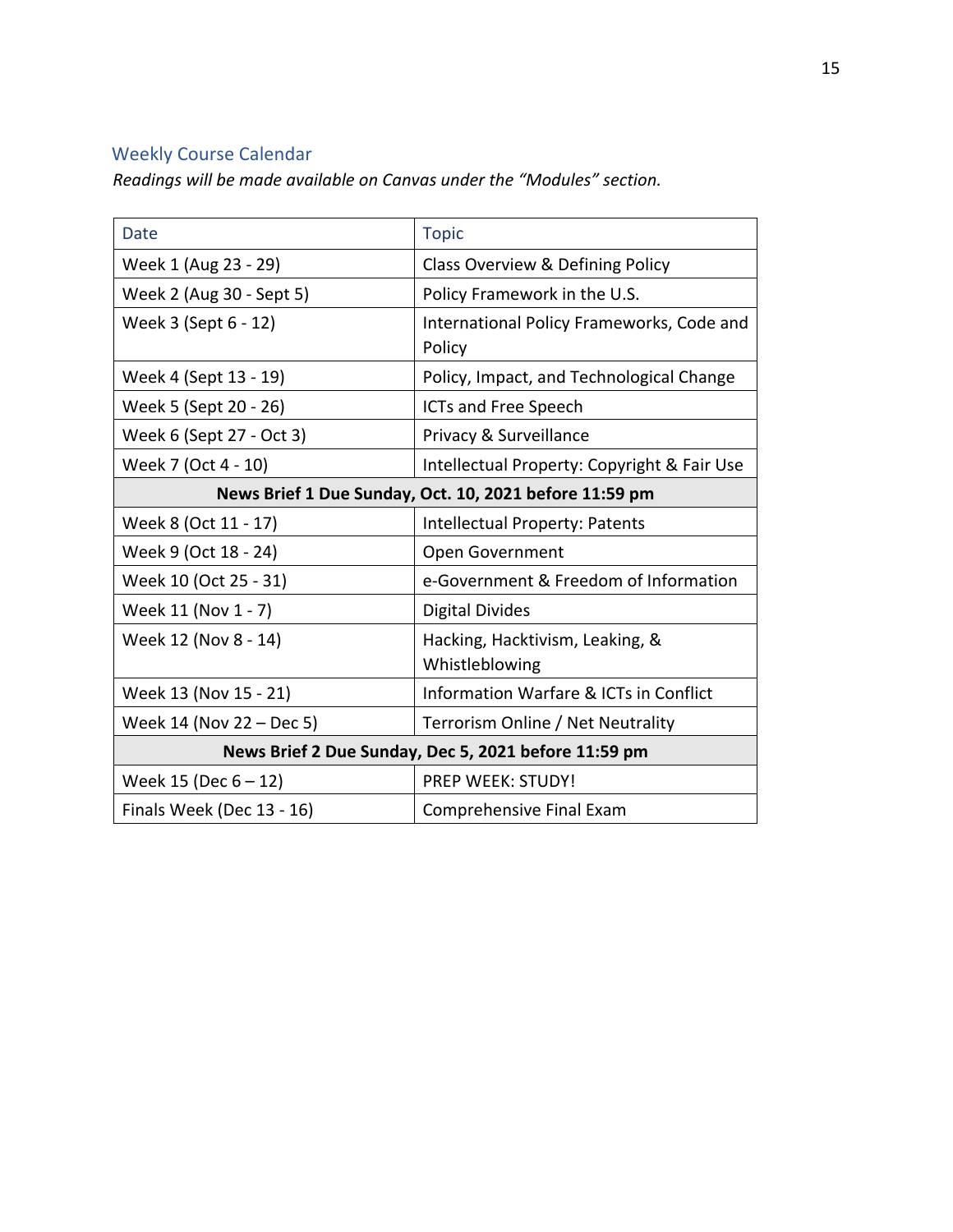## Weekly Course Calendar

*Readings will be made available on Canvas under the "Modules" section.*

| Date | Topic |
|---|---|
| Week 1 (Aug 23 - 29) | Class Overview & Defining Policy |
| Week 2 (Aug 30 - Sept 5) | Policy Framework in the U.S. |
| Week 3 (Sept 6 - 12) | International Policy Frameworks, Code and Policy |
| Week 4 (Sept 13 - 19) | Policy, Impact, and Technological Change |
| Week 5 (Sept 20 - 26) | ICTs and Free Speech |
| Week 6 (Sept 27 - Oct 3) | Privacy & Surveillance |
| Week 7 (Oct 4 - 10) | Intellectual Property: Copyright & Fair Use |
| **News Brief 1 Due Sunday, Oct. 10, 2021 before 11:59 pm** | |
| Week 8 (Oct 11 - 17) | Intellectual Property: Patents |
| Week 9 (Oct 18 - 24) | Open Government |
| Week 10 (Oct 25 - 31) | e-Government & Freedom of Information |
| Week 11 (Nov 1 - 7) | Digital Divides |
| Week 12 (Nov 8 - 14) | Hacking, Hacktivism, Leaking, & Whistleblowing |
| Week 13 (Nov 15 - 21) | Information Warfare & ICTs in Conflict |
| Week 14 (Nov 22 – Dec 5) | Terrorism Online / Net Neutrality |
| **News Brief 2 Due Sunday, Dec 5, 2021 before 11:59 pm** | |
| Week 15 (Dec 6 – 12) | PREP WEEK: STUDY! |
| Finals Week (Dec 13 - 16) | Comprehensive Final Exam |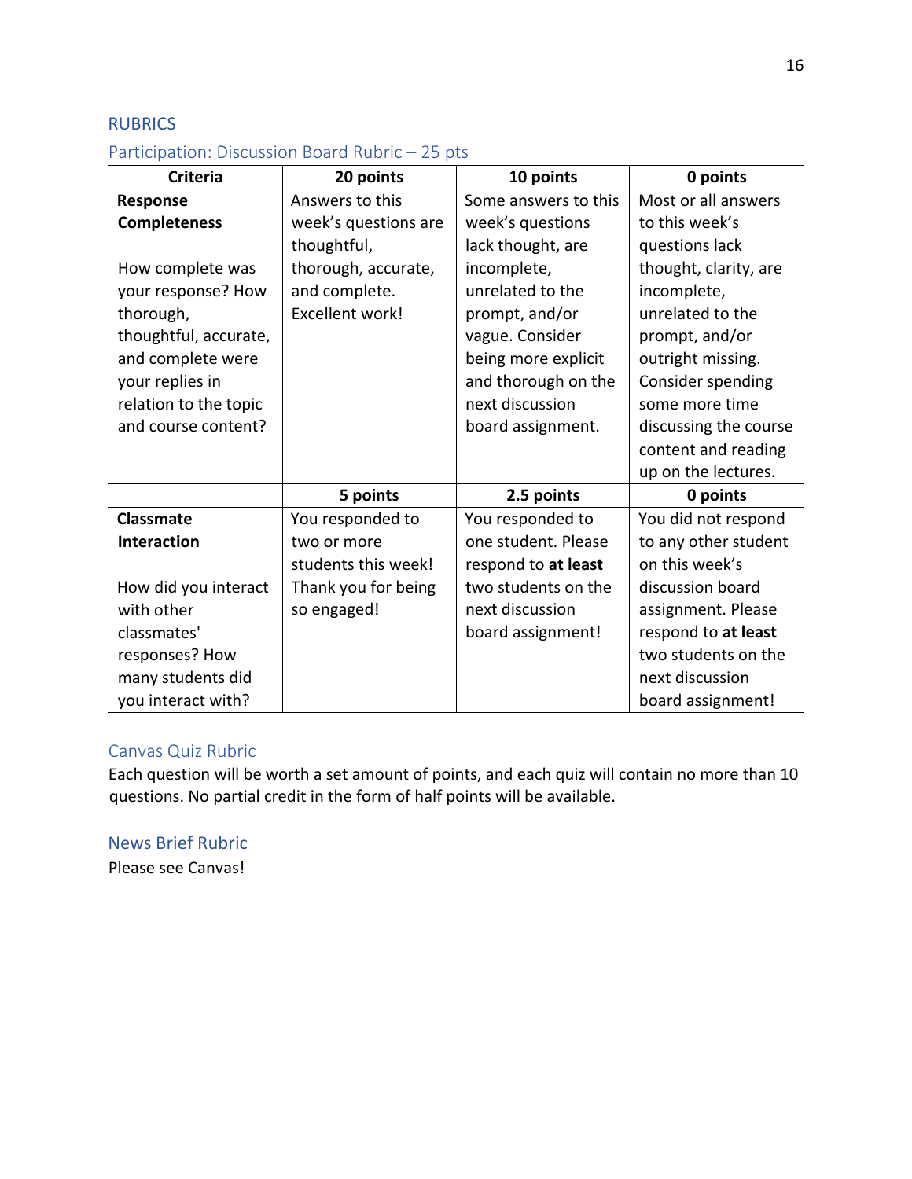## RUBRICS

### Participation: Discussion Board Rubric – 25 pts

| Criteria | 20 points | 10 points | 0 points |
|---|---|---|---|
| **Response Completeness**<br><br>How complete was your response? How thorough, thoughtful, accurate, and complete were your replies in relation to the topic and course content? | Answers to this week's questions are thoughtful, thorough, accurate, and complete. Excellent work! | Some answers to this week's questions lack thought, are incomplete, unrelated to the prompt, and/or vague. Consider being more explicit and thorough on the next discussion board assignment. | Most or all answers to this week's questions lack thought, clarity, are incomplete, unrelated to the prompt, and/or outright missing. Consider spending some more time discussing the course content and reading up on the lectures. |
| | **5 points** | **2.5 points** | **0 points** |
| **Classmate Interaction**<br><br>How did you interact with other classmates' responses? How many students did you interact with? | You responded to two or more students this week! Thank you for being so engaged! | You responded to one student. Please respond to **at least** two students on the next discussion board assignment! | You did not respond to any other student on this week's discussion board assignment. Please respond to **at least** two students on the next discussion board assignment! |

### Canvas Quiz Rubric

Each question will be worth a set amount of points, and each quiz will contain no more than 10 questions. No partial credit in the form of half points will be available.

### News Brief Rubric

Please see Canvas!